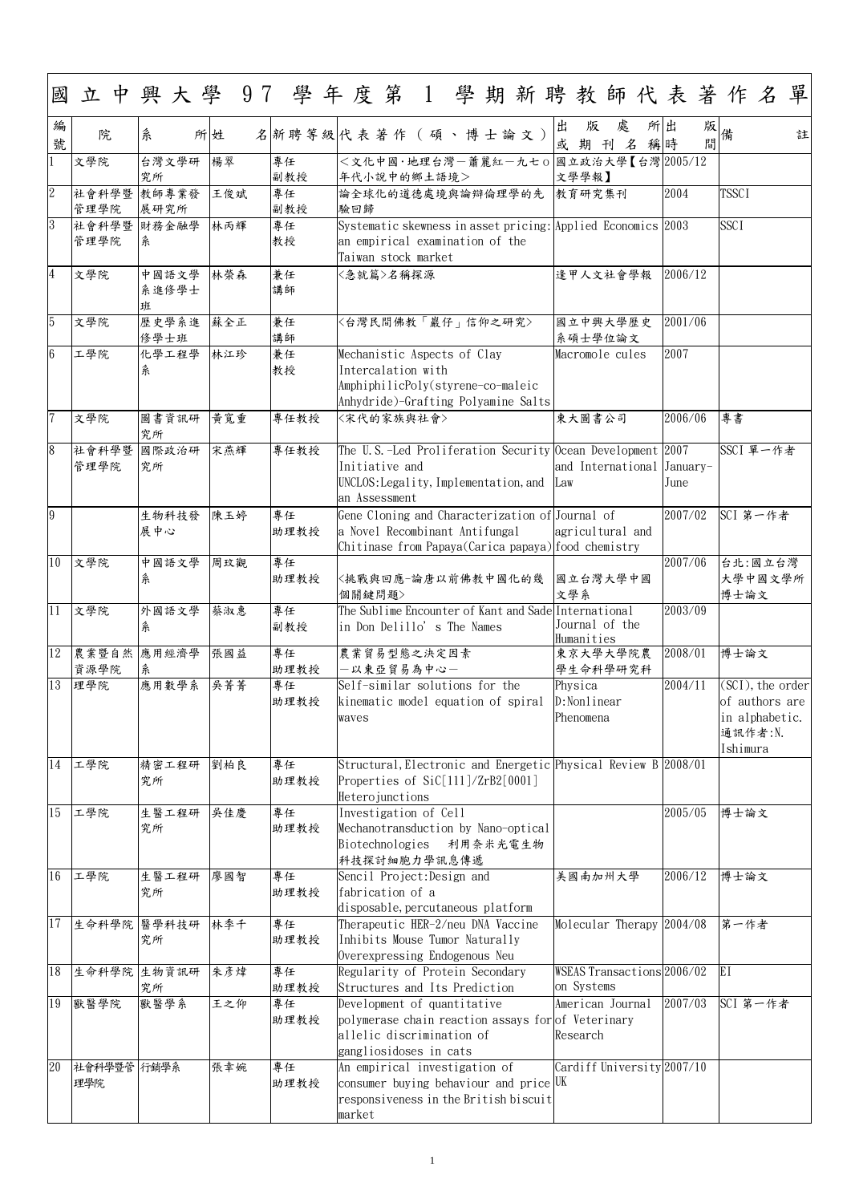# 國立中興大學 97 學年度第 1 學期新聘教師代表著作名單

| 編號 | 院 | 系所 | 姓名 | 新聘等級 | 代表著作（碩、博士論文） | 出版處所或期刊名稱 | 出版時間 | 備註 |
|---|---|---|---|---|---|---|---|---|
| 1 | 文學院 | 台灣文學研究所 | 楊翠 | 專任副教授 | <文化中國·地理台灣－蕭麗紅－九七０年代小說中的鄉土語境> | 國立政治大學【台灣文學學報】 | 2005/12 | |
| 2 | 社會科學暨管理學院 | 教師專業發展研究所 | 王俊斌 | 專任副教授 | 論全球化的道德處境與論辯倫理學的先驗回歸 | 教育研究集刊 | 2004 | TSSCI |
| 3 | 社會科學暨管理學院 | 財務金融學系 | 林丙輝 | 專任教授 | Systematic skewness in asset pricing: an empirical examination of the Taiwan stock market | Applied Economics | 2003 | SSCI |
| 4 | 文學院 | 中國語文學系進修學士班 | 林榮森 | 兼任講師 | <急就篇>名稱探源 | 逢甲人文社會學報 | 2006/12 | |
| 5 | 文學院 | 歷史學系進修學士班 | 蘇全正 | 兼任講師 | <台灣民間佛教「巖仔」信仰之研究> | 國立中興大學歷史系碩士學位論文 | 2001/06 | |
| 6 | 工學院 | 化學工程學系 | 林江珍 | 兼任教授 | Mechanistic Aspects of Clay Intercalation with AmphiphilicPoly(styrene-co-maleic Anhydride)-Grafting Polyamine Salts | Macromole cules | 2007 | |
| 7 | 文學院 | 圖書資訊研究所 | 黃寬重 | 專任教授 | <宋代的家族與社會> | 東大圖書公司 | 2006/06 | 專書 |
| 8 | 社會科學暨管理學院 | 國際政治研究所 | 宋燕輝 | 專任教授 | The U.S.-Led Proliferation Security Initiative and UNCLOS:Legality, Implementation, and an Assessment | Ocean Development and International Law | 2007 January-June | SSCI 單一作者 |
| 9 | | 生物科技發展中心 | 陳玉婷 | 專任助理教授 | Gene Cloning and Characterization of a Novel Recombinant Antifungal Chitinase from Papaya(Carica papaya) | Journal of agricultural and food chemistry | 2007/02 | SCI 第一作者 |
| 10 | 文學院 | 中國語文學系 | 周玟觀 | 專任助理教授 | <挑戰與回應-論唐以前佛教中國化的幾個關鍵問題> | 國立台灣大學中國文學系 | 2007/06 | 台北:國立台灣大學中國文學所博士論文 |
| 11 | 文學院 | 外國語文學系 | 蔡淑惠 | 專任副教授 | The Sublime Encounter of Kant and Sade in Don Delillo's The Names | International Journal of the Humanities | 2003/09 | |
| 12 | 農業暨自然資源學院 | 應用經濟學系 | 張國益 | 專任助理教授 | 農業貿易型態之決定因素－以東亞貿易為中心－ | 東京大學大學院農學生命科學研究科 | 2008/01 | 博士論文 |
| 13 | 理學院 | 應用數學系 | 吳菁菁 | 專任助理教授 | Self-similar solutions for the kinematic model equation of spiral waves | Physica D:Nonlinear Phenomena | 2004/11 | (SCI), the order of authors are in alphabetic. 通訊作者:N. Ishimura |
| 14 | 工學院 | 精密工程研究所 | 劉柏良 | 專任助理教授 | Structural, Electronic and Energetic Properties of SiC[111]/ZrB2[0001] Heterojunctions | Physical Review B | 2008/01 | |
| 15 | 工學院 | 生醫工程研究所 | 吳佳慶 | 專任助理教授 | Investigation of Cell Mechanotransduction by Nano-optical Biotechnologies 利用奈米光電生物科技探討細胞力學訊息傳遞 | | 2005/05 | 博士論文 |
| 16 | 工學院 | 生醫工程研究所 | 廖國智 | 專任助理教授 | Sencil Project:Design and fabrication of a disposable, percutaneous platform | 美國南加州大學 | 2006/12 | 博士論文 |
| 17 | 生命科學院 | 醫學科技研究所 | 林季千 | 專任助理教授 | Therapeutic HER-2/neu DNA Vaccine Inhibits Mouse Tumor Naturally Overexpressing Endogenous Neu | Molecular Therapy | 2004/08 | 第一作者 |
| 18 | 生命科學院 | 生物資訊研究所 | 朱彥煒 | 專任助理教授 | Regularity of Protein Secondary Structures and Its Prediction | WSEAS Transactions on Systems | 2006/02 | EI |
| 19 | 獸醫學院 | 獸醫學系 | 王之仰 | 專任助理教授 | Development of quantitative polymerase chain reaction assays for allelic discrimination of gangliosidoses in cats | American Journal of Veterinary Research | 2007/03 | SCI 第一作者 |
| 20 | 社會科學暨管理學院 | 行銷學系 | 張幸婉 | 專任助理教授 | An empirical investigation of consumer buying behaviour and price responsiveness in the British biscuit market | Cardiff University UK | 2007/10 | |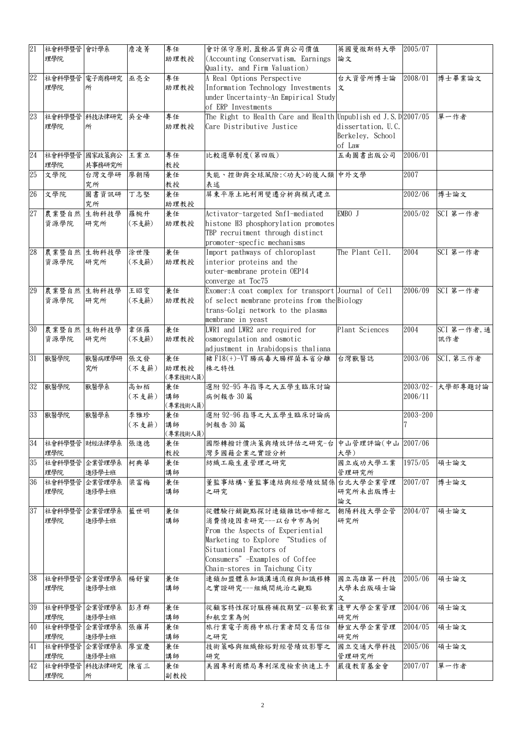| 21 | 社會科學暨管理學院 | 會計學系 | 詹凌菁 | 專任助理教授 | 會計保守原則,盈餘品質與公司價值(Accounting Conservatism, Earnings Quality, and Firm Valuation) | 英國曼徹斯特大學論文 | 2005/07 | |
|---|---|---|---|---|---|---|---|---|
| 22 | 社會科學暨管理學院 | 電子商務研究所 | 巫亮全 | 專任助理教授 | A Real Options Perspective Information Technology Investments under Uncertainty-An Empirical Study of ERP Investments | 台大資管所博士論文 | 2008/01 | 博士畢業論文 |
| 23 | 社會科學暨管理學院 | 科技法律研究所 | 吳全峰 | 專任助理教授 | The Right to Health Care and Health Care Distributive Justice | Unpublish ed J.S.D dissertation, U.C. Berkeley, School of Law | 2007/05 | 單一作者 |
| 24 | 社會科學暨管理學院 | 國家政策與公共事務研究所 | 王業立 | 專任教授 | 比較選舉制度(第四版) | 五南圖書出版公司 | 2006/01 | |
| 25 | 文學院 | 台灣文學研究所 | 廖朝陽 | 兼任教授 | 失能、控御與全球風險:<功夫>的後人類表述 | 中外文學 | 2007 | |
| 26 | 文學院 | 圖書資訊研究所 | 丁志堅 | 兼任助理教授 | 屏東平原土地利用變遷分析與模式建立 | | 2002/06 | 博士論文 |
| 27 | 農業暨自然資源學院 | 生物科技學研究所 | 羅婉升(不支薪) | 兼任助理教授 | Activator-targeted Snf1-mediated histone H3 phosphorylation promotes TBP recruitment through distinct promoter-specfic mechanisms | EMBO J | 2005/02 | SCI 第一作者 |
| 28 | 農業暨自然資源學院 | 生物科技學研究所 | 涂世隆(不支薪) | 兼任助理教授 | Import pathways of chloroplast interior proteins and the outer-membrane protein OEP14 converge at Toc75 | The Plant Cell. | 2004 | SCI 第一作者 |
| 29 | 農業暨自然資源學院 | 生物科技學研究所 | 王昭雯(不支薪) | 兼任助理教授 | Exomer:A coat complex for transport of select membrane proteins from the trans-Golgi network to the plasma membrane in yeast | Journal of Cell Biology | 2006/09 | SCI 第一作者 |
| 30 | 農業暨自然資源學院 | 生物科技學研究所 | 韋保羅(不支薪) | 兼任助理教授 | LWR1 and LWR2 are required for osmoregulation and osmotic adjustment in Arabidopsis thaliana | Plant Sciences | 2004 | SCI 第一作者,通訊作者 |
| 31 | 獸醫學院 | 獸醫病理學研究所 | 張文發(不支薪) | 兼任助理教授(專業技術人員) | 豬 F18(+)-VT 腸病毒大腸桿菌本省分離株之特性 | 台灣獸醫誌 | 2003/06 | SCI,第三作者 |
| 32 | 獸醫學院 | 獸醫學系 | 高如栢(不支薪) | 兼任講師(專業技術人員) | 選附 92-95 年指導之大五學生臨床討論病例報告 30 篇 | | 2003/02-2006/11 | 大學部專題討論 |
| 33 | 獸醫學院 | 獸醫學系 | 李雅珍(不支薪) | 兼任講師(專業技術人員) | 選附 92-96 指導之大五學生臨床討論病例報告 30 篇 | | 2003-2007 | |
| 34 | 社會科學暨管理學院 | 財經法律學系 | 張進德 | 兼任教授 | 國際轉撥計價決策與績效評估之研究-台灣多國籍企業之實證分析 | 中山管理評論(中山大學) | 2007/06 | |
| 35 | 社會科學暨管理學院 | 企業管理學系進修學士班 | 柯典華 | 兼任講師 | 紡織工廠生產管理之研究 | 國立成功大學工業管理研究所 | 1975/05 | 碩士論文 |
| 36 | 社會科學暨管理學院 | 企業管理學系進修學士班 | 梁富梅 | 兼任講師 | 董監事結構、董監事連結與經營績效關係之研究 | 台北大學企業管理研究所未出版博士論文 | 2007/07 | 博士論文 |
| 37 | 社會科學暨管理學院 | 企業管理學系進修學士班 | 藍世明 | 兼任講師 | 從體驗行銷觀點探討連鎖雜誌咖啡館之消費情境因素研究---以台中市為例 From the Aspects of Experiential Marketing to Explore "Studies of Situational Factors of Consumers" -Examples of Coffee Chain-stores in Taichung City | 朝陽科技大學企管研究所 | 2004/07 | 碩士論文 |
| 38 | 社會科學暨管理學院 | 企業管理學系進修學士班 | 楊舒蜜 | 兼任講師 | 連鎖加盟體系知識溝通流程與知識移轉之實證研究---組織間統治之觀點 | 國立高雄第一科技大學未出版碩士論文 | 2005/06 | 碩士論文 |
| 39 | 社會科學暨管理學院 | 企業管理學系進修學士班 | 彭彥群 | 兼任講師 | 從顧客特性探討服務補救期望-以餐飲業和航空業為例 | 逢甲大學企業管理研究所 | 2004/06 | 碩士論文 |
| 40 | 社會科學暨管理學院 | 企業管理學系進修學士班 | 張雍昇 | 兼任講師 | 旅行業電子商務中旅行業者間交易信任之研究 | 靜宜大學企業管理研究所 | 2004/05 | 碩士論文 |
| 41 | 社會科學暨管理學院 | 企業管理學系進修學士班 | 廖宜慶 | 兼任講師 | 技術策略與組織餘裕對經營績效影響之研究 | 國立交通大學科技管理研究所 | 2005/06 | 碩士論文 |
| 42 | 社會科學暨管理學院 | 科技法律研究所 | 陳省三 | 兼任副教授 | 美國專利商標局專利深度檢索快速上手 | 嚴復教育基金會 | 2007/07 | 單一作者 |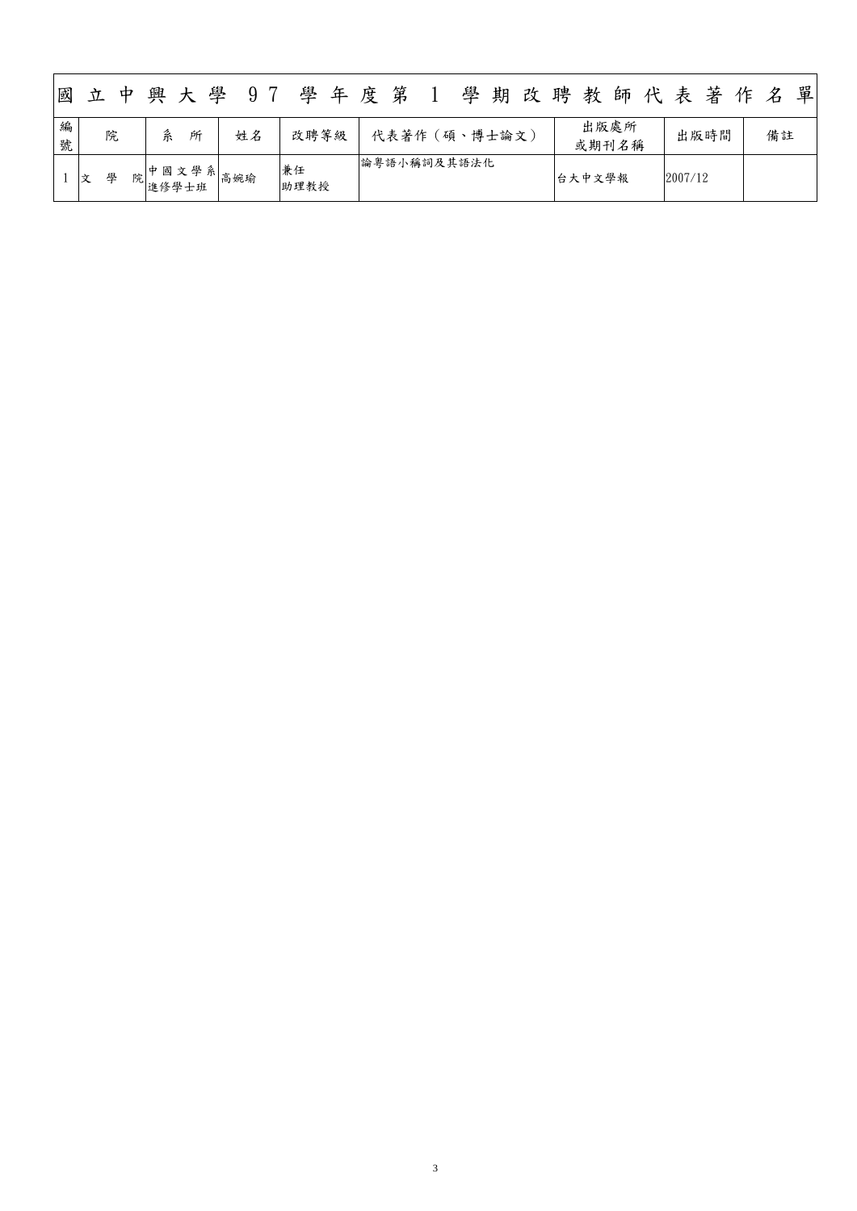# 國立中興大學 97 學年度第 1 學期改聘教師代表著作名單

| 編號 | 院 | 系所 | 姓名 | 改聘等級 | 代表著作（碩、博士論文） | 出版處所或期刊名稱 | 出版時間 | 備註 |
|---|---|---|---|---|---|---|---|---|
| 1 | 文學院 | 中國文學系進修學士班 | 高婉瑜 | 兼任助理教授 | 論粵語小稱詞及其語法化 | 台大中文學報 | 2007/12 | |